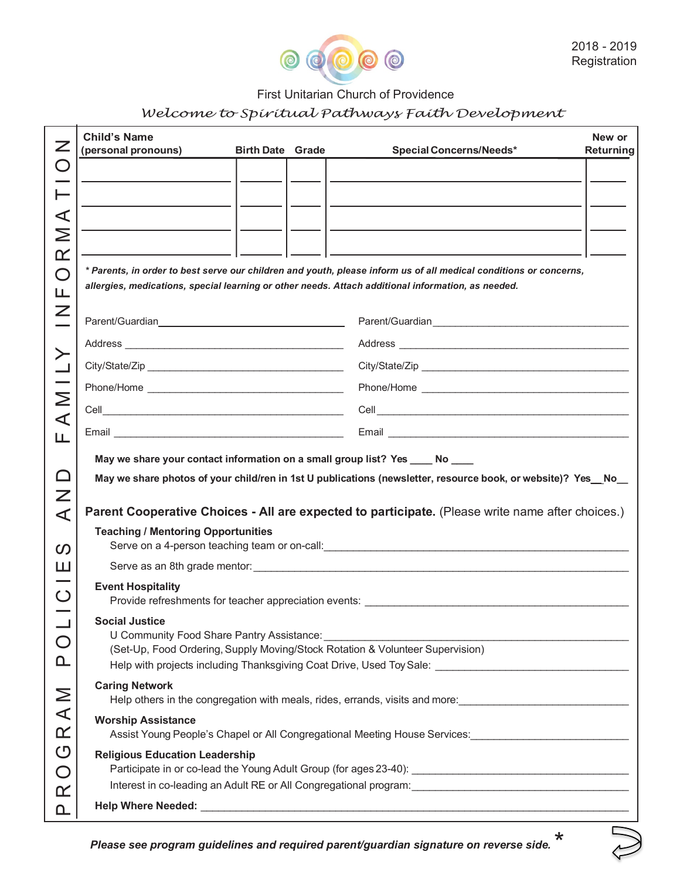2018 - 2019
Registration

First Unitarian Church of Providence

*Welcome to Spiritual Pathways Faith Development*

**FAMILY INFORMATION AND PROGRAM POLICIES**

| Child's Name (personal pronouns) | Birth Date | Grade | Special Concerns/Needs* | New or Returning |
|---|---|---|---|---|
| | | | | |
| | | | | |
| | | | | |
| | | | | |

***Parents, in order to best serve our children and youth, please inform us of all medical conditions or concerns, allergies, medications, special learning or other needs. Attach additional information, as needed.***

Parent/Guardian ____________________ Parent/Guardian ____________________

Address ____________________ Address ____________________

City/State/Zip ____________________ City/State/Zip ____________________

Phone/Home ____________________ Phone/Home ____________________

Cell ____________________ Cell ____________________

Email ____________________ Email ____________________

**May we share your contact information on a small group list? Yes ____ No ____**

**May we share photos of your child/ren in 1st U publications (newsletter, resource book, or website)? Yes__No__**

**Parent Cooperative Choices - All are expected to participate.** (Please write name after choices.)

**Teaching / Mentoring Opportunities**

Serve on a 4-person teaching team or on-call: ____________________

Serve as an 8th grade mentor: ____________________

**Event Hospitality**

Provide refreshments for teacher appreciation events: ____________________

**Social Justice**

U Community Food Share Pantry Assistance: ____________________
(Set-Up, Food Ordering, Supply Moving/Stock Rotation & Volunteer Supervision)

Help with projects including Thanksgiving Coat Drive, Used Toy Sale: ____________________

**Caring Network**

Help others in the congregation with meals, rides, errands, visits and more: ____________________

**Worship Assistance**

Assist Young People's Chapel or All Congregational Meeting House Services: ____________________

**Religious Education Leadership**

Participate in or co-lead the Young Adult Group (for ages 23-40): ____________________

Interest in co-leading an Adult RE or All Congregational program: ____________________

**Help Where Needed:** ____________________

***Please see program guidelines and required parent/guardian signature on reverse side.*** *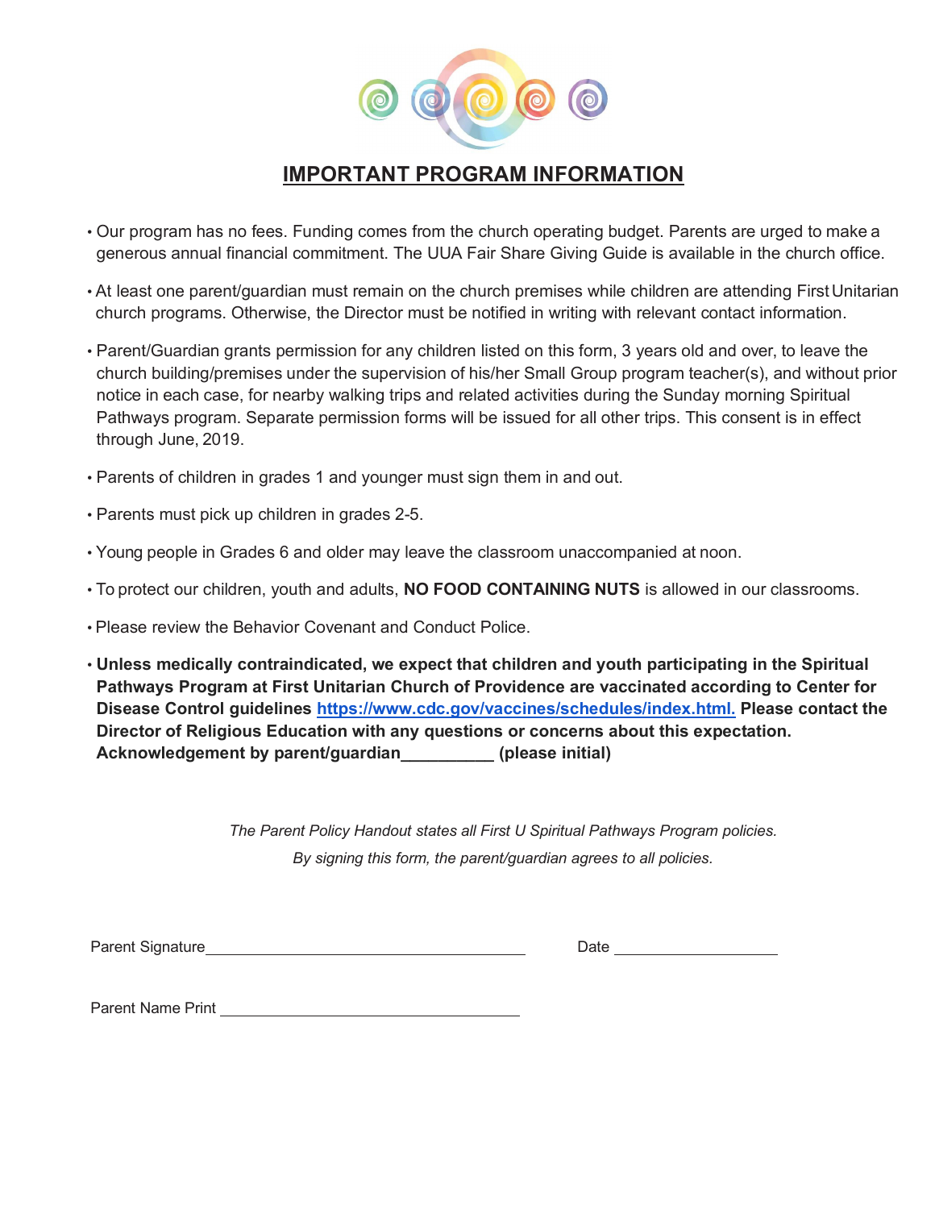# IMPORTANT PROGRAM INFORMATION

- Our program has no fees. Funding comes from the church operating budget. Parents are urged to make a generous annual financial commitment. The UUA Fair Share Giving Guide is available in the church office.
- At least one parent/guardian must remain on the church premises while children are attending First Unitarian church programs. Otherwise, the Director must be notified in writing with relevant contact information.
- Parent/Guardian grants permission for any children listed on this form, 3 years old and over, to leave the church building/premises under the supervision of his/her Small Group program teacher(s), and without prior notice in each case, for nearby walking trips and related activities during the Sunday morning Spiritual Pathways program. Separate permission forms will be issued for all other trips. This consent is in effect through June, 2019.
- Parents of children in grades 1 and younger must sign them in and out.
- Parents must pick up children in grades 2-5.
- Young people in Grades 6 and older may leave the classroom unaccompanied at noon.
- To protect our children, youth and adults, **NO FOOD CONTAINING NUTS** is allowed in our classrooms.
- Please review the Behavior Covenant and Conduct Police.
- **Unless medically contraindicated, we expect that children and youth participating in the Spiritual Pathways Program at First Unitarian Church of Providence are vaccinated according to Center for Disease Control guidelines [https://www.cdc.gov/vaccines/schedules/index.html.](https://www.cdc.gov/vaccines/schedules/index.html) Please contact the Director of Religious Education with any questions or concerns about this expectation. Acknowledgement by parent/guardian__________ (please initial)**

*The Parent Policy Handout states all First U Spiritual Pathways Program policies.*

*By signing this form, the parent/guardian agrees to all policies.*

Parent Signature________________________________________ Date ____________________

Parent Name Print ______________________________________